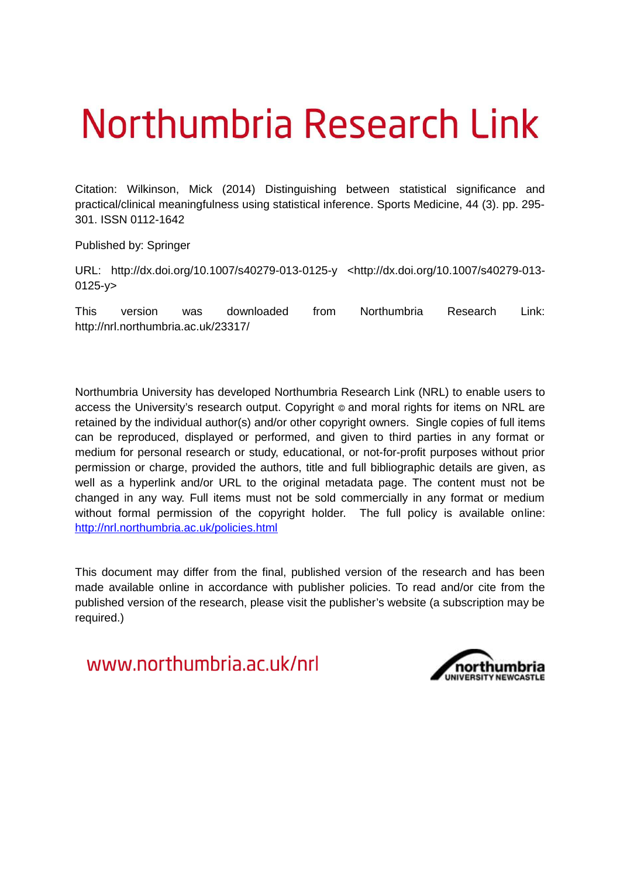# Northumbria Research Link

Citation: Wilkinson, Mick (2014) Distinguishing between statistical significance and practical/clinical meaningfulness using statistical inference. Sports Medicine, 44 (3). pp. 295-301. ISSN 0112-1642

Published by: Springer

URL: http://dx.doi.org/10.1007/s40279-013-0125-y <http://dx.doi.org/10.1007/s40279-013-0125-y>

This version was downloaded from Northumbria Research Link: http://nrl.northumbria.ac.uk/23317/

Northumbria University has developed Northumbria Research Link (NRL) to enable users to access the University's research output. Copyright © and moral rights for items on NRL are retained by the individual author(s) and/or other copyright owners. Single copies of full items can be reproduced, displayed or performed, and given to third parties in any format or medium for personal research or study, educational, or not-for-profit purposes without prior permission or charge, provided the authors, title and full bibliographic details are given, as well as a hyperlink and/or URL to the original metadata page. The content must not be changed in any way. Full items must not be sold commercially in any format or medium without formal permission of the copyright holder. The full policy is available online: http://nrl.northumbria.ac.uk/policies.html

This document may differ from the final, published version of the research and has been made available online in accordance with publisher policies. To read and/or cite from the published version of the research, please visit the publisher's website (a subscription may be required.)

www.northumbria.ac.uk/nrl

northumbria UNIVERSITY NEWCASTLE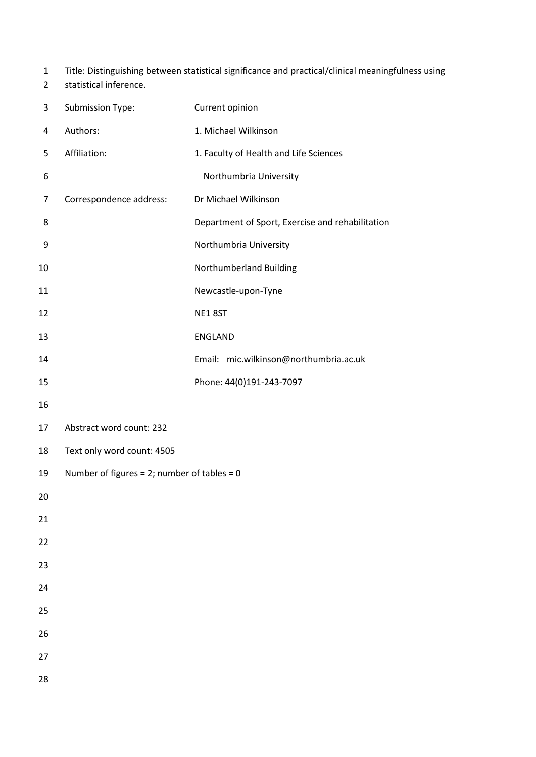Title: Distinguishing between statistical significance and practical/clinical meaningfulness using statistical inference.

Submission Type: Current opinion

Authors: 1. Michael Wilkinson

Affiliation: 1. Faculty of Health and Life Sciences
Northumbria University

Correspondence address: Dr Michael Wilkinson
Department of Sport, Exercise and rehabilitation
Northumbria University
Northumberland Building
Newcastle-upon-Tyne
NE1 8ST
ENGLAND
Email: mic.wilkinson@northumbria.ac.uk
Phone: 44(0)191-243-7097

Abstract word count: 232

Text only word count: 4505

Number of figures = 2; number of tables = 0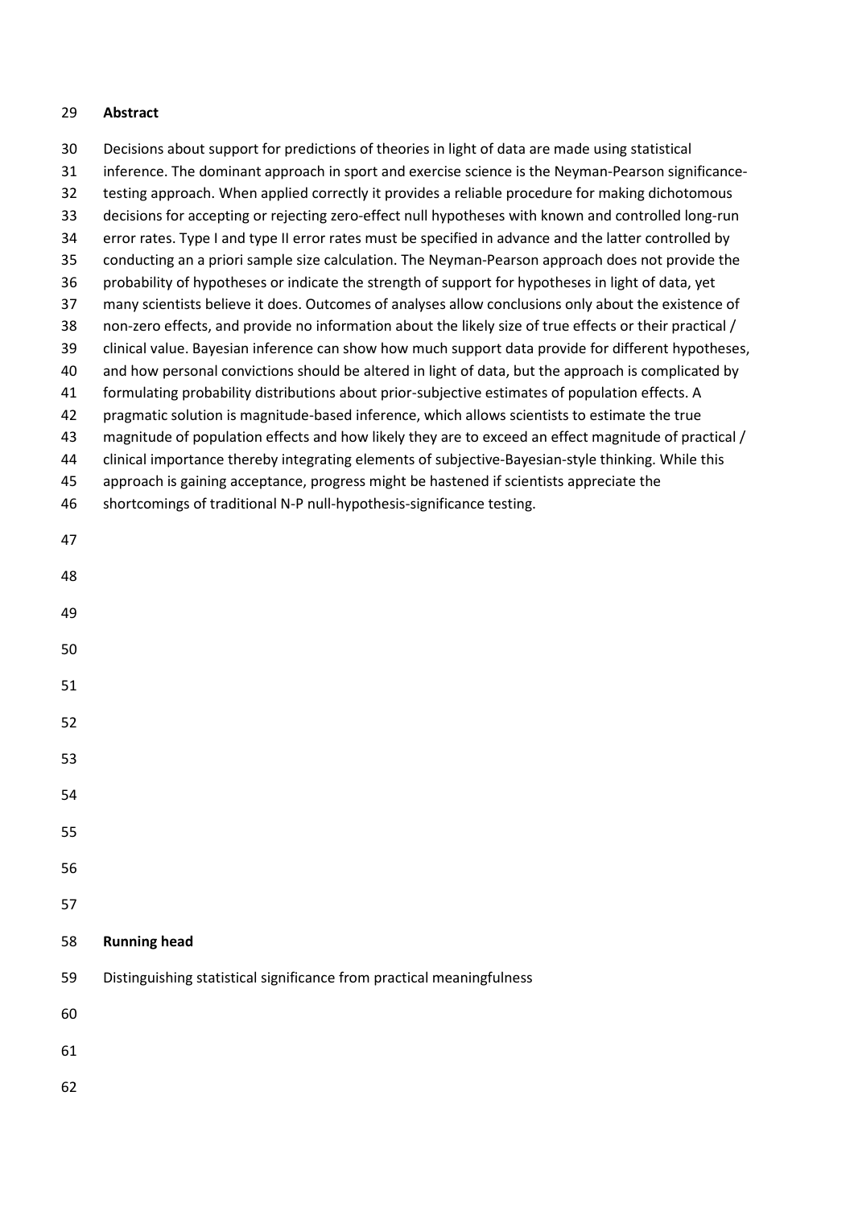## Abstract

Decisions about support for predictions of theories in light of data are made using statistical inference. The dominant approach in sport and exercise science is the Neyman-Pearson significance-testing approach. When applied correctly it provides a reliable procedure for making dichotomous decisions for accepting or rejecting zero-effect null hypotheses with known and controlled long-run error rates. Type I and type II error rates must be specified in advance and the latter controlled by conducting an a priori sample size calculation. The Neyman-Pearson approach does not provide the probability of hypotheses or indicate the strength of support for hypotheses in light of data, yet many scientists believe it does. Outcomes of analyses allow conclusions only about the existence of non-zero effects, and provide no information about the likely size of true effects or their practical / clinical value. Bayesian inference can show how much support data provide for different hypotheses, and how personal convictions should be altered in light of data, but the approach is complicated by formulating probability distributions about prior-subjective estimates of population effects. A pragmatic solution is magnitude-based inference, which allows scientists to estimate the true magnitude of population effects and how likely they are to exceed an effect magnitude of practical / clinical importance thereby integrating elements of subjective-Bayesian-style thinking. While this approach is gaining acceptance, progress might be hastened if scientists appreciate the shortcomings of traditional N-P null-hypothesis-significance testing.

## Running head

Distinguishing statistical significance from practical meaningfulness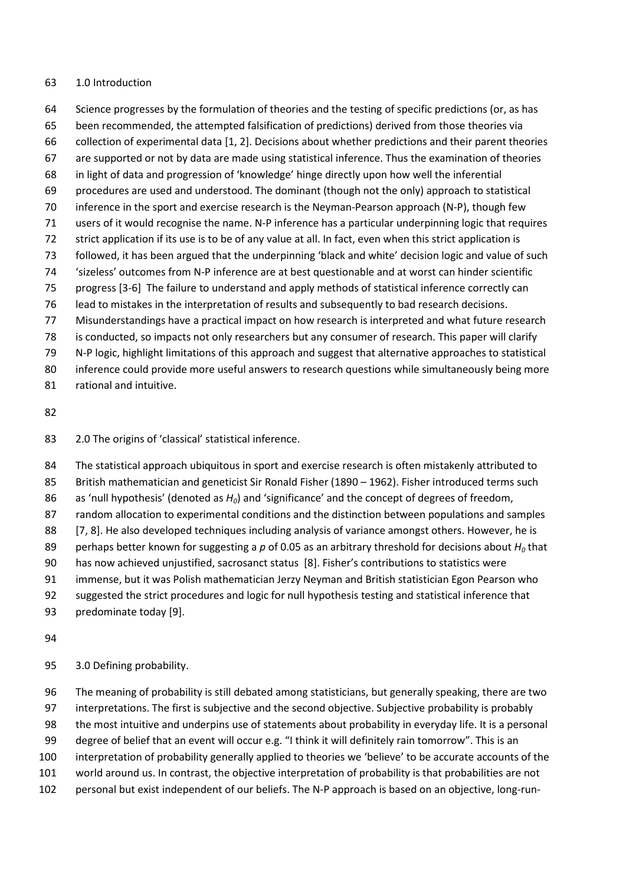## 1.0 Introduction

Science progresses by the formulation of theories and the testing of specific predictions (or, as has been recommended, the attempted falsification of predictions) derived from those theories via collection of experimental data [1, 2]. Decisions about whether predictions and their parent theories are supported or not by data are made using statistical inference. Thus the examination of theories in light of data and progression of 'knowledge' hinge directly upon how well the inferential procedures are used and understood. The dominant (though not the only) approach to statistical inference in the sport and exercise research is the Neyman-Pearson approach (N-P), though few users of it would recognise the name. N-P inference has a particular underpinning logic that requires strict application if its use is to be of any value at all. In fact, even when this strict application is followed, it has been argued that the underpinning 'black and white' decision logic and value of such 'sizeless' outcomes from N-P inference are at best questionable and at worst can hinder scientific progress [3-6] The failure to understand and apply methods of statistical inference correctly can lead to mistakes in the interpretation of results and subsequently to bad research decisions. Misunderstandings have a practical impact on how research is interpreted and what future research is conducted, so impacts not only researchers but any consumer of research. This paper will clarify N-P logic, highlight limitations of this approach and suggest that alternative approaches to statistical inference could provide more useful answers to research questions while simultaneously being more rational and intuitive.

## 2.0 The origins of 'classical' statistical inference.

The statistical approach ubiquitous in sport and exercise research is often mistakenly attributed to British mathematician and geneticist Sir Ronald Fisher (1890 – 1962). Fisher introduced terms such as 'null hypothesis' (denoted as $H_0$) and 'significance' and the concept of degrees of freedom, random allocation to experimental conditions and the distinction between populations and samples [7, 8]. He also developed techniques including analysis of variance amongst others. However, he is perhaps better known for suggesting a $p$ of 0.05 as an arbitrary threshold for decisions about $H_0$ that has now achieved unjustified, sacrosanct status [8]. Fisher's contributions to statistics were immense, but it was Polish mathematician Jerzy Neyman and British statistician Egon Pearson who suggested the strict procedures and logic for null hypothesis testing and statistical inference that predominate today [9].

## 3.0 Defining probability.

The meaning of probability is still debated among statisticians, but generally speaking, there are two interpretations. The first is subjective and the second objective. Subjective probability is probably the most intuitive and underpins use of statements about probability in everyday life. It is a personal degree of belief that an event will occur e.g. "I think it will definitely rain tomorrow". This is an interpretation of probability generally applied to theories we 'believe' to be accurate accounts of the world around us. In contrast, the objective interpretation of probability is that probabilities are not personal but exist independent of our beliefs. The N-P approach is based on an objective, long-run-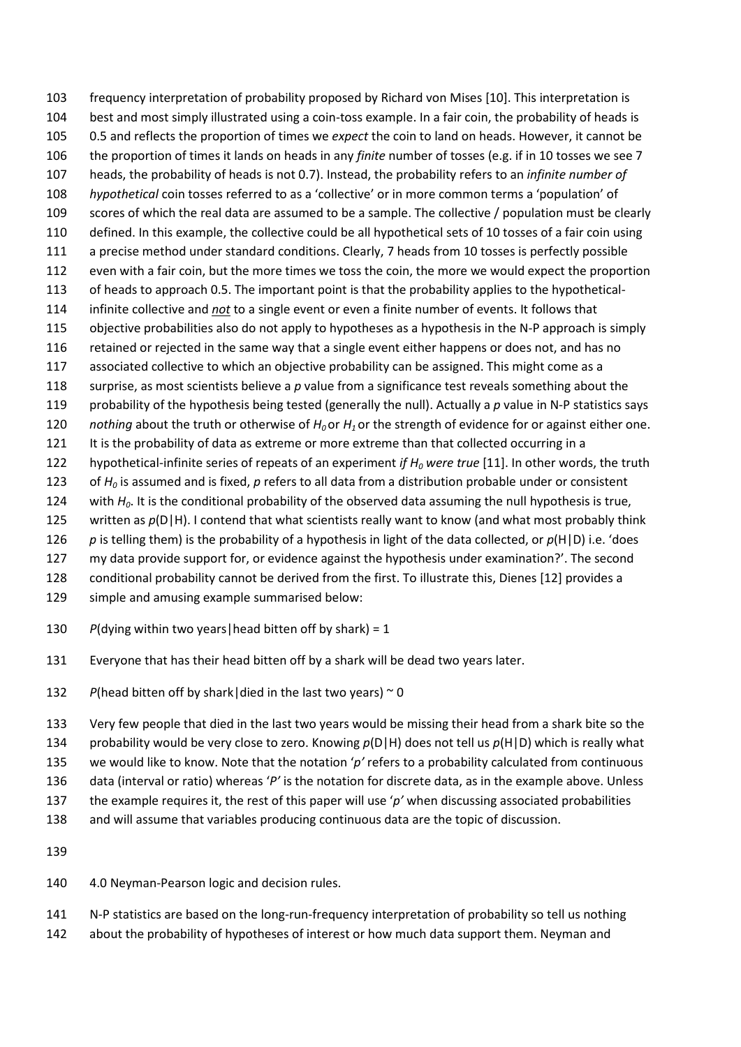frequency interpretation of probability proposed by Richard von Mises [10]. This interpretation is best and most simply illustrated using a coin-toss example. In a fair coin, the probability of heads is 0.5 and reflects the proportion of times we *expect* the coin to land on heads. However, it cannot be the proportion of times it lands on heads in any *finite* number of tosses (e.g. if in 10 tosses we see 7 heads, the probability of heads is not 0.7). Instead, the probability refers to an *infinite number of hypothetical* coin tosses referred to as a 'collective' or in more common terms a 'population' of scores of which the real data are assumed to be a sample. The collective / population must be clearly defined. In this example, the collective could be all hypothetical sets of 10 tosses of a fair coin using a precise method under standard conditions. Clearly, 7 heads from 10 tosses is perfectly possible even with a fair coin, but the more times we toss the coin, the more we would expect the proportion of heads to approach 0.5. The important point is that the probability applies to the hypothetical-infinite collective and ***not*** to a single event or even a finite number of events. It follows that objective probabilities also do not apply to hypotheses as a hypothesis in the N-P approach is simply retained or rejected in the same way that a single event either happens or does not, and has no associated collective to which an objective probability can be assigned. This might come as a surprise, as most scientists believe a $p$ value from a significance test reveals something about the probability of the hypothesis being tested (generally the null). Actually a $p$ value in N-P statistics says *nothing* about the truth or otherwise of $H_0$ or $H_1$ or the strength of evidence for or against either one. It is the probability of data as extreme or more extreme than that collected occurring in a hypothetical-infinite series of repeats of an experiment *if $H_0$ were true* [11]. In other words, the truth of $H_0$ is assumed and is fixed, $p$ refers to all data from a distribution probable under or consistent with $H_0$. It is the conditional probability of the observed data assuming the null hypothesis is true, written as $p(\text{D}|\text{H})$. I contend that what scientists really want to know (and what most probably think $p$ is telling them) is the probability of a hypothesis in light of the data collected, or $p(\text{H}|\text{D})$ i.e. 'does my data provide support for, or evidence against the hypothesis under examination?'. The second conditional probability cannot be derived from the first. To illustrate this, Dienes [12] provides a simple and amusing example summarised below:

$P(\text{dying within two years}|\text{head bitten off by shark}) = 1$

Everyone that has their head bitten off by a shark will be dead two years later.

$P(\text{head bitten off by shark}|\text{died in the last two years}) \sim 0$

Very few people that died in the last two years would be missing their head from a shark bite so the probability would be very close to zero. Knowing $p(\text{D}|\text{H})$ does not tell us $p(\text{H}|\text{D})$ which is really what we would like to know. Note that the notation '$p$' refers to a probability calculated from continuous data (interval or ratio) whereas '$P$' is the notation for discrete data, as in the example above. Unless the example requires it, the rest of this paper will use '$p$' when discussing associated probabilities and will assume that variables producing continuous data are the topic of discussion.

## 4.0 Neyman-Pearson logic and decision rules.

N-P statistics are based on the long-run-frequency interpretation of probability so tell us nothing about the probability of hypotheses of interest or how much data support them. Neyman and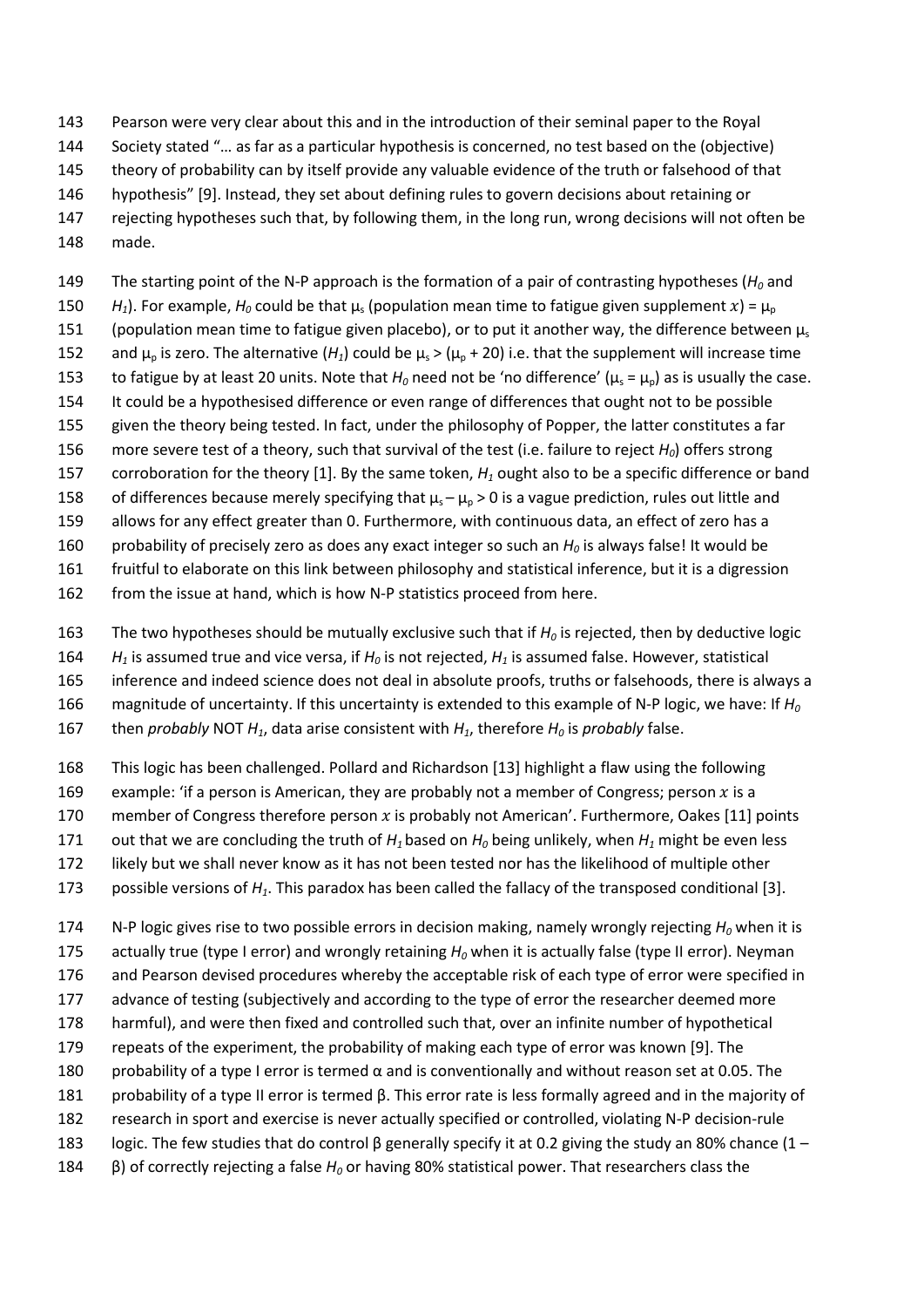Pearson were very clear about this and in the introduction of their seminal paper to the Royal Society stated "… as far as a particular hypothesis is concerned, no test based on the (objective) theory of probability can by itself provide any valuable evidence of the truth or falsehood of that hypothesis" [9]. Instead, they set about defining rules to govern decisions about retaining or rejecting hypotheses such that, by following them, in the long run, wrong decisions will not often be made.

The starting point of the N-P approach is the formation of a pair of contrasting hypotheses ($H_0$ and $H_1$). For example, $H_0$ could be that $\mu_s$ (population mean time to fatigue given supplement $x$) = $\mu_p$ (population mean time to fatigue given placebo), or to put it another way, the difference between $\mu_s$ and $\mu_p$ is zero. The alternative ($H_1$) could be $\mu_s > (\mu_p + 20)$ i.e. that the supplement will increase time to fatigue by at least 20 units. Note that $H_0$ need not be 'no difference' ($\mu_s = \mu_p$) as is usually the case. It could be a hypothesised difference or even range of differences that ought not to be possible given the theory being tested. In fact, under the philosophy of Popper, the latter constitutes a far more severe test of a theory, such that survival of the test (i.e. failure to reject $H_0$) offers strong corroboration for the theory [1]. By the same token, $H_1$ ought also to be a specific difference or band of differences because merely specifying that $\mu_s - \mu_p > 0$ is a vague prediction, rules out little and allows for any effect greater than 0. Furthermore, with continuous data, an effect of zero has a probability of precisely zero as does any exact integer so such an $H_0$ is always false! It would be fruitful to elaborate on this link between philosophy and statistical inference, but it is a digression from the issue at hand, which is how N-P statistics proceed from here.

The two hypotheses should be mutually exclusive such that if $H_0$ is rejected, then by deductive logic $H_1$ is assumed true and vice versa, if $H_0$ is not rejected, $H_1$ is assumed false. However, statistical inference and indeed science does not deal in absolute proofs, truths or falsehoods, there is always a magnitude of uncertainty. If this uncertainty is extended to this example of N-P logic, we have: If $H_0$ then *probably* NOT $H_1$, data arise consistent with $H_1$, therefore $H_0$ is *probably* false.

This logic has been challenged. Pollard and Richardson [13] highlight a flaw using the following example: 'if a person is American, they are probably not a member of Congress; person $x$ is a member of Congress therefore person $x$ is probably not American'. Furthermore, Oakes [11] points out that we are concluding the truth of $H_1$ based on $H_0$ being unlikely, when $H_1$ might be even less likely but we shall never know as it has not been tested nor has the likelihood of multiple other possible versions of $H_1$. This paradox has been called the fallacy of the transposed conditional [3].

N-P logic gives rise to two possible errors in decision making, namely wrongly rejecting $H_0$ when it is actually true (type I error) and wrongly retaining $H_0$ when it is actually false (type II error). Neyman and Pearson devised procedures whereby the acceptable risk of each type of error were specified in advance of testing (subjectively and according to the type of error the researcher deemed more harmful), and were then fixed and controlled such that, over an infinite number of hypothetical repeats of the experiment, the probability of making each type of error was known [9]. The probability of a type I error is termed $\alpha$ and is conventionally and without reason set at 0.05. The probability of a type II error is termed $\beta$. This error rate is less formally agreed and in the majority of research in sport and exercise is never actually specified or controlled, violating N-P decision-rule logic. The few studies that do control $\beta$ generally specify it at 0.2 giving the study an 80% chance ($1 - \beta$) of correctly rejecting a false $H_0$ or having 80% statistical power. That researchers class the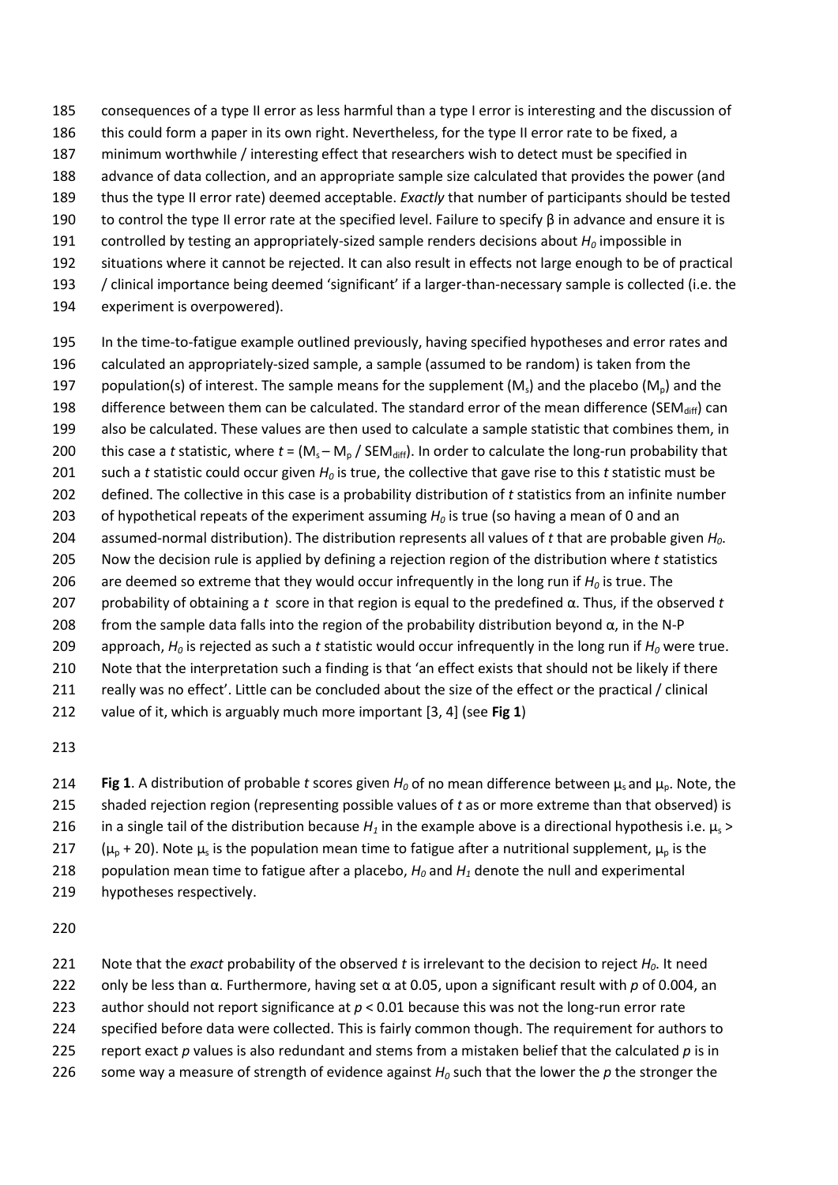consequences of a type II error as less harmful than a type I error is interesting and the discussion of this could form a paper in its own right. Nevertheless, for the type II error rate to be fixed, a minimum worthwhile / interesting effect that researchers wish to detect must be specified in advance of data collection, and an appropriate sample size calculated that provides the power (and thus the type II error rate) deemed acceptable. *Exactly* that number of participants should be tested to control the type II error rate at the specified level. Failure to specify β in advance and ensure it is controlled by testing an appropriately-sized sample renders decisions about $H_0$ impossible in situations where it cannot be rejected. It can also result in effects not large enough to be of practical / clinical importance being deemed 'significant' if a larger-than-necessary sample is collected (i.e. the experiment is overpowered).

In the time-to-fatigue example outlined previously, having specified hypotheses and error rates and calculated an appropriately-sized sample, a sample (assumed to be random) is taken from the population(s) of interest. The sample means for the supplement ($M_s$) and the placebo ($M_p$) and the difference between them can be calculated. The standard error of the mean difference ($SEM_{diff}$) can also be calculated. These values are then used to calculate a sample statistic that combines them, in this case a *t* statistic, where $t = (M_s - M_p / SEM_{diff})$. In order to calculate the long-run probability that such a *t* statistic could occur given $H_0$ is true, the collective that gave rise to this *t* statistic must be defined. The collective in this case is a probability distribution of *t* statistics from an infinite number of hypothetical repeats of the experiment assuming $H_0$ is true (so having a mean of 0 and an assumed-normal distribution). The distribution represents all values of *t* that are probable given $H_0$. Now the decision rule is applied by defining a rejection region of the distribution where *t* statistics are deemed so extreme that they would occur infrequently in the long run if $H_0$ is true. The probability of obtaining a *t* score in that region is equal to the predefined α. Thus, if the observed *t* from the sample data falls into the region of the probability distribution beyond α, in the N-P approach, $H_0$ is rejected as such a *t* statistic would occur infrequently in the long run if $H_0$ were true. Note that the interpretation such a finding is that 'an effect exists that should not be likely if there really was no effect'. Little can be concluded about the size of the effect or the practical / clinical value of it, which is arguably much more important [3, 4] (see **Fig 1**)

**Fig 1**. A distribution of probable *t* scores given $H_0$ of no mean difference between $\mu_s$ and $\mu_p$. Note, the shaded rejection region (representing possible values of *t* as or more extreme than that observed) is in a single tail of the distribution because $H_1$ in the example above is a directional hypothesis i.e. $\mu_s > (\mu_p + 20)$. Note $\mu_s$ is the population mean time to fatigue after a nutritional supplement, $\mu_p$ is the population mean time to fatigue after a placebo, $H_0$ and $H_1$ denote the null and experimental hypotheses respectively.

Note that the *exact* probability of the observed *t* is irrelevant to the decision to reject $H_0$. It need only be less than α. Furthermore, having set α at 0.05, upon a significant result with *p* of 0.004, an author should not report significance at $p < 0.01$ because this was not the long-run error rate specified before data were collected. This is fairly common though. The requirement for authors to report exact *p* values is also redundant and stems from a mistaken belief that the calculated *p* is in some way a measure of strength of evidence against $H_0$ such that the lower the *p* the stronger the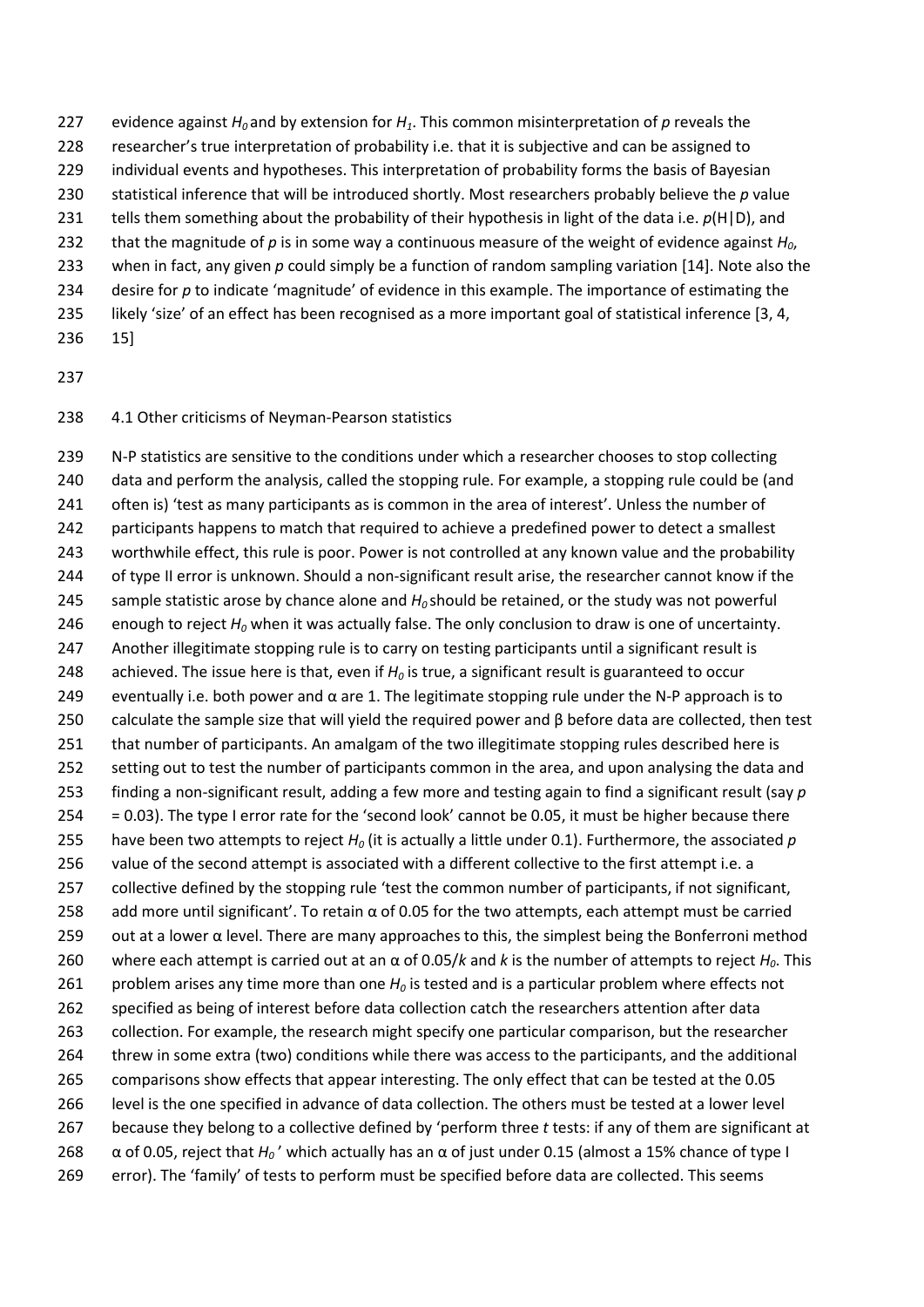evidence against $H_0$ and by extension for $H_1$. This common misinterpretation of *p* reveals the researcher's true interpretation of probability i.e. that it is subjective and can be assigned to individual events and hypotheses. This interpretation of probability forms the basis of Bayesian statistical inference that will be introduced shortly. Most researchers probably believe the *p* value tells them something about the probability of their hypothesis in light of the data i.e. $p(H|D)$, and that the magnitude of *p* is in some way a continuous measure of the weight of evidence against $H_0$, when in fact, any given *p* could simply be a function of random sampling variation [14]. Note also the desire for *p* to indicate 'magnitude' of evidence in this example. The importance of estimating the likely 'size' of an effect has been recognised as a more important goal of statistical inference [3, 4, 15]

## 4.1 Other criticisms of Neyman-Pearson statistics

N-P statistics are sensitive to the conditions under which a researcher chooses to stop collecting data and perform the analysis, called the stopping rule. For example, a stopping rule could be (and often is) 'test as many participants as is common in the area of interest'. Unless the number of participants happens to match that required to achieve a predefined power to detect a smallest worthwhile effect, this rule is poor. Power is not controlled at any known value and the probability of type II error is unknown. Should a non-significant result arise, the researcher cannot know if the sample statistic arose by chance alone and $H_0$ should be retained, or the study was not powerful enough to reject $H_0$ when it was actually false. The only conclusion to draw is one of uncertainty. Another illegitimate stopping rule is to carry on testing participants until a significant result is achieved. The issue here is that, even if $H_0$ is true, a significant result is guaranteed to occur eventually i.e. both power and $\alpha$ are 1. The legitimate stopping rule under the N-P approach is to calculate the sample size that will yield the required power and $\beta$ before data are collected, then test that number of participants. An amalgam of the two illegitimate stopping rules described here is setting out to test the number of participants common in the area, and upon analysing the data and finding a non-significant result, adding a few more and testing again to find a significant result (say $p = 0.03$). The type I error rate for the 'second look' cannot be 0.05, it must be higher because there have been two attempts to reject $H_0$ (it is actually a little under 0.1). Furthermore, the associated *p* value of the second attempt is associated with a different collective to the first attempt i.e. a collective defined by the stopping rule 'test the common number of participants, if not significant, add more until significant'. To retain $\alpha$ of 0.05 for the two attempts, each attempt must be carried out at a lower $\alpha$ level. There are many approaches to this, the simplest being the Bonferroni method where each attempt is carried out at an $\alpha$ of 0.05/*k* and *k* is the number of attempts to reject $H_0$. This problem arises any time more than one $H_0$ is tested and is a particular problem where effects not specified as being of interest before data collection catch the researchers attention after data collection. For example, the research might specify one particular comparison, but the researcher threw in some extra (two) conditions while there was access to the participants, and the additional comparisons show effects that appear interesting. The only effect that can be tested at the 0.05 level is the one specified in advance of data collection. The others must be tested at a lower level because they belong to a collective defined by 'perform three *t* tests: if any of them are significant at $\alpha$ of 0.05, reject that $H_0$' which actually has an $\alpha$ of just under 0.15 (almost a 15% chance of type I error). The 'family' of tests to perform must be specified before data are collected. This seems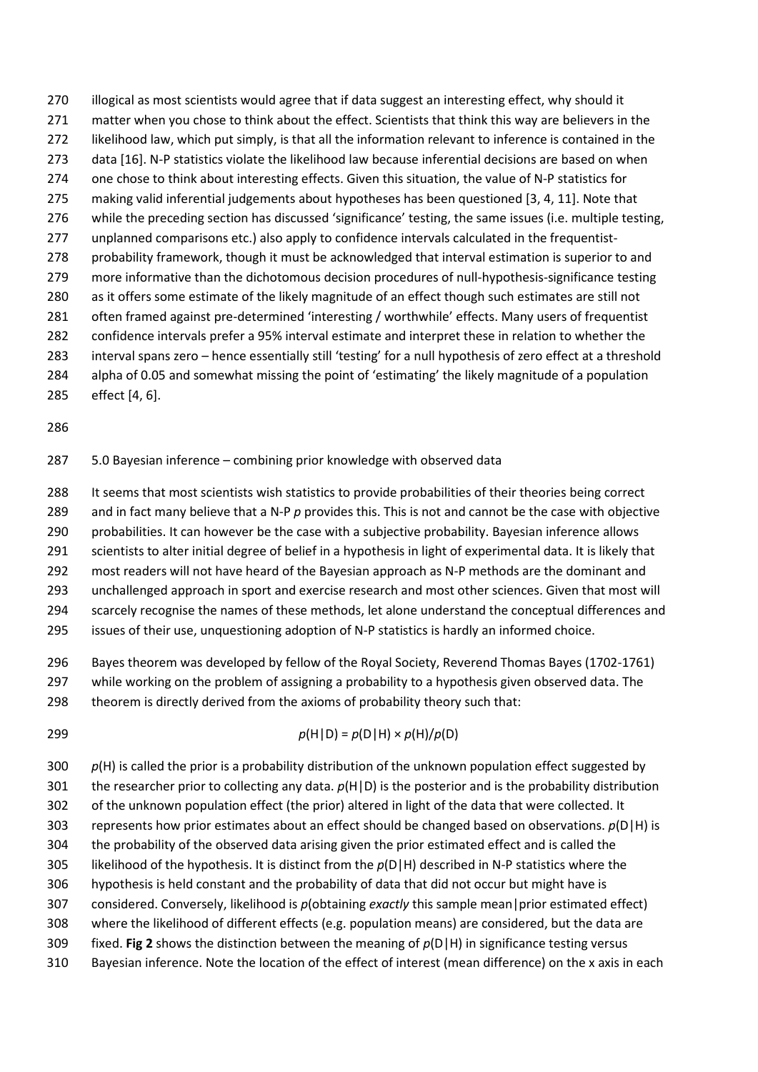illogical as most scientists would agree that if data suggest an interesting effect, why should it matter when you chose to think about the effect. Scientists that think this way are believers in the likelihood law, which put simply, is that all the information relevant to inference is contained in the data [16]. N-P statistics violate the likelihood law because inferential decisions are based on when one chose to think about interesting effects. Given this situation, the value of N-P statistics for making valid inferential judgements about hypotheses has been questioned [3, 4, 11]. Note that while the preceding section has discussed 'significance' testing, the same issues (i.e. multiple testing, unplanned comparisons etc.) also apply to confidence intervals calculated in the frequentist-probability framework, though it must be acknowledged that interval estimation is superior to and more informative than the dichotomous decision procedures of null-hypothesis-significance testing as it offers some estimate of the likely magnitude of an effect though such estimates are still not often framed against pre-determined 'interesting / worthwhile' effects. Many users of frequentist confidence intervals prefer a 95% interval estimate and interpret these in relation to whether the interval spans zero – hence essentially still 'testing' for a null hypothesis of zero effect at a threshold alpha of 0.05 and somewhat missing the point of 'estimating' the likely magnitude of a population effect [4, 6].

## 5.0 Bayesian inference – combining prior knowledge with observed data

It seems that most scientists wish statistics to provide probabilities of their theories being correct and in fact many believe that a N-P *p* provides this. This is not and cannot be the case with objective probabilities. It can however be the case with a subjective probability. Bayesian inference allows scientists to alter initial degree of belief in a hypothesis in light of experimental data. It is likely that most readers will not have heard of the Bayesian approach as N-P methods are the dominant and unchallenged approach in sport and exercise research and most other sciences. Given that most will scarcely recognise the names of these methods, let alone understand the conceptual differences and issues of their use, unquestioning adoption of N-P statistics is hardly an informed choice.

Bayes theorem was developed by fellow of the Royal Society, Reverend Thomas Bayes (1702-1761) while working on the problem of assigning a probability to a hypothesis given observed data. The theorem is directly derived from the axioms of probability theory such that:

$$p(\mathrm{H}|\mathrm{D}) = p(\mathrm{D}|\mathrm{H}) \times p(\mathrm{H})/p(\mathrm{D})$$

$p(\mathrm{H})$ is called the prior is a probability distribution of the unknown population effect suggested by the researcher prior to collecting any data. $p(\mathrm{H}|\mathrm{D})$ is the posterior and is the probability distribution of the unknown population effect (the prior) altered in light of the data that were collected. It represents how prior estimates about an effect should be changed based on observations. $p(\mathrm{D}|\mathrm{H})$ is the probability of the observed data arising given the prior estimated effect and is called the likelihood of the hypothesis. It is distinct from the $p(\mathrm{D}|\mathrm{H})$ described in N-P statistics where the hypothesis is held constant and the probability of data that did not occur but might have is considered. Conversely, likelihood is *p*(obtaining *exactly* this sample mean|prior estimated effect) where the likelihood of different effects (e.g. population means) are considered, but the data are fixed. **Fig 2** shows the distinction between the meaning of $p(\mathrm{D}|\mathrm{H})$ in significance testing versus Bayesian inference. Note the location of the effect of interest (mean difference) on the x axis in each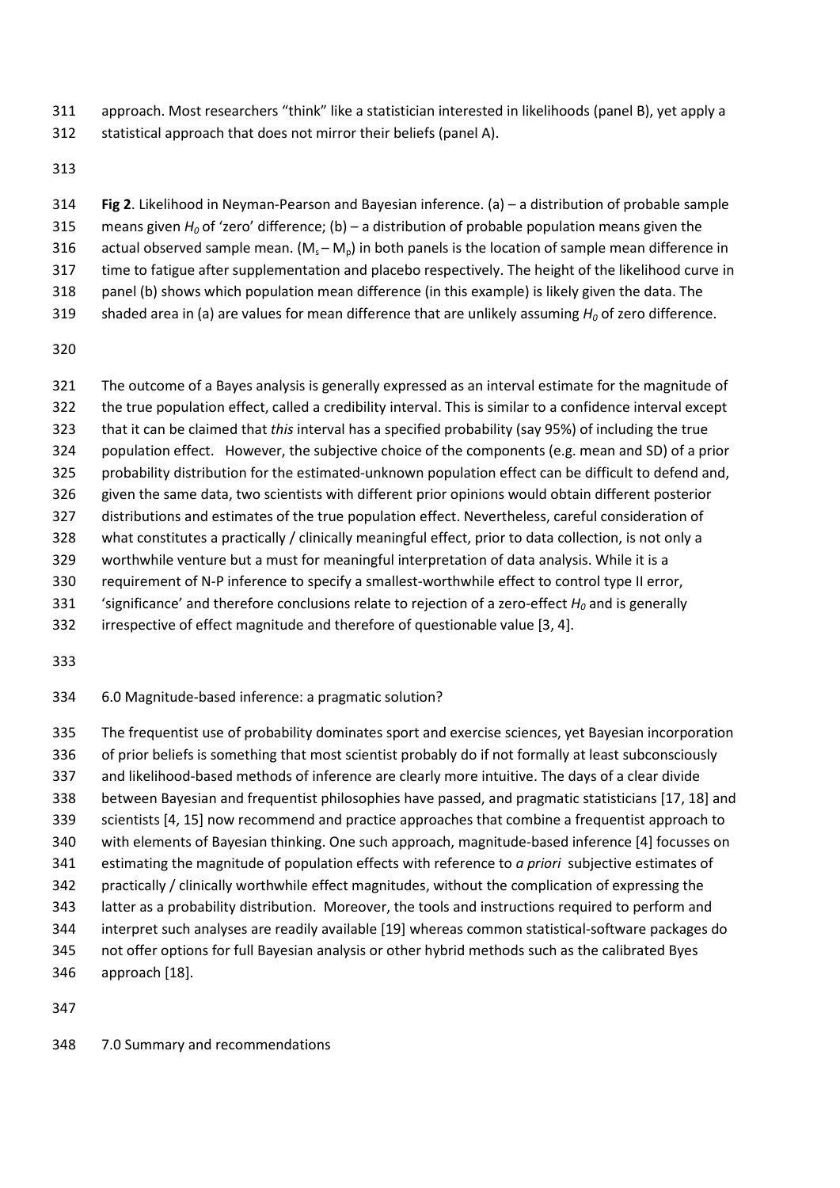approach. Most researchers "think" like a statistician interested in likelihoods (panel B), yet apply a statistical approach that does not mirror their beliefs (panel A).

**Fig 2**. Likelihood in Neyman-Pearson and Bayesian inference. (a) – a distribution of probable sample means given $H_0$ of 'zero' difference; (b) – a distribution of probable population means given the actual observed sample mean. ($M_s - M_p$) in both panels is the location of sample mean difference in time to fatigue after supplementation and placebo respectively. The height of the likelihood curve in panel (b) shows which population mean difference (in this example) is likely given the data. The shaded area in (a) are values for mean difference that are unlikely assuming $H_0$ of zero difference.

The outcome of a Bayes analysis is generally expressed as an interval estimate for the magnitude of the true population effect, called a credibility interval. This is similar to a confidence interval except that it can be claimed that *this* interval has a specified probability (say 95%) of including the true population effect. However, the subjective choice of the components (e.g. mean and SD) of a prior probability distribution for the estimated-unknown population effect can be difficult to defend and, given the same data, two scientists with different prior opinions would obtain different posterior distributions and estimates of the true population effect. Nevertheless, careful consideration of what constitutes a practically / clinically meaningful effect, prior to data collection, is not only a worthwhile venture but a must for meaningful interpretation of data analysis. While it is a requirement of N-P inference to specify a smallest-worthwhile effect to control type II error, 'significance' and therefore conclusions relate to rejection of a zero-effect $H_0$ and is generally irrespective of effect magnitude and therefore of questionable value [3, 4].

## 6.0 Magnitude-based inference: a pragmatic solution?

The frequentist use of probability dominates sport and exercise sciences, yet Bayesian incorporation of prior beliefs is something that most scientist probably do if not formally at least subconsciously and likelihood-based methods of inference are clearly more intuitive. The days of a clear divide between Bayesian and frequentist philosophies have passed, and pragmatic statisticians [17, 18] and scientists [4, 15] now recommend and practice approaches that combine a frequentist approach to with elements of Bayesian thinking. One such approach, magnitude-based inference [4] focusses on estimating the magnitude of population effects with reference to *a priori* subjective estimates of practically / clinically worthwhile effect magnitudes, without the complication of expressing the latter as a probability distribution. Moreover, the tools and instructions required to perform and interpret such analyses are readily available [19] whereas common statistical-software packages do not offer options for full Bayesian analysis or other hybrid methods such as the calibrated Byes approach [18].

## 7.0 Summary and recommendations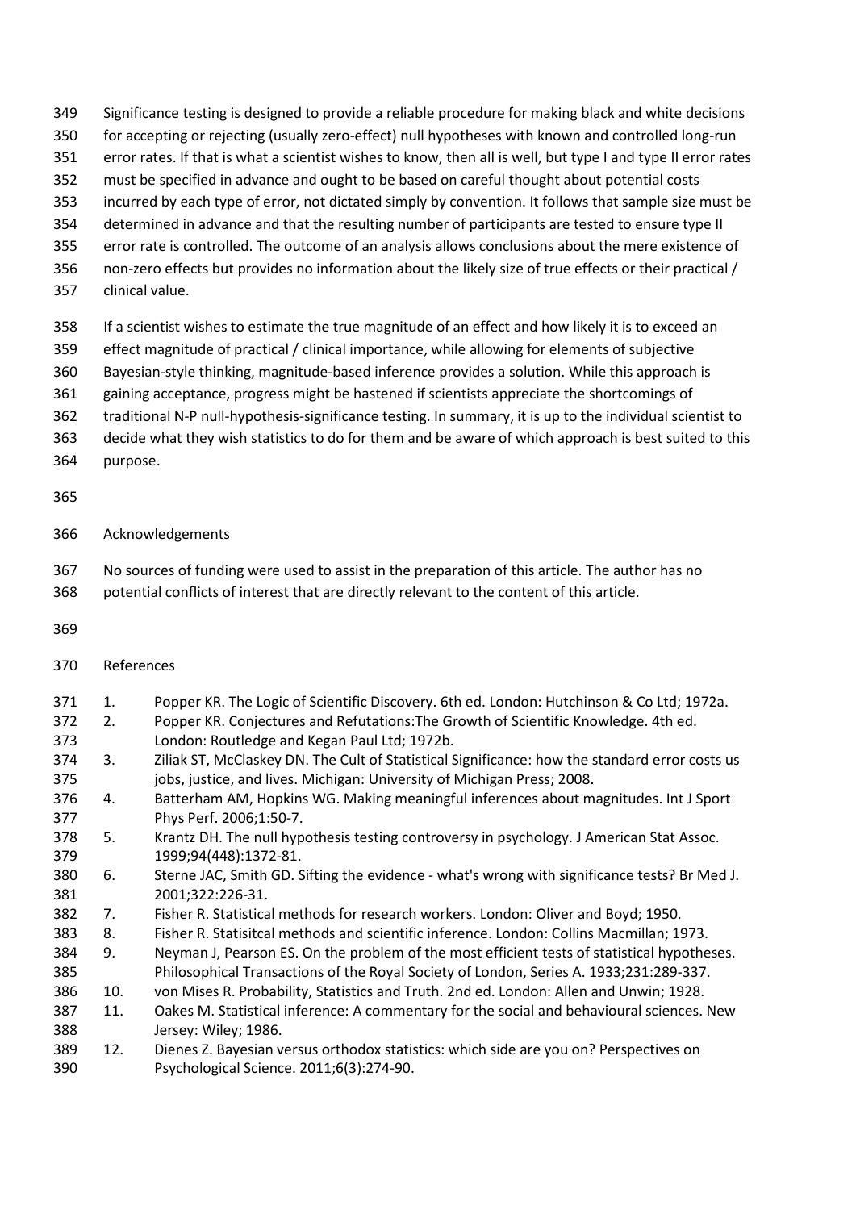Significance testing is designed to provide a reliable procedure for making black and white decisions for accepting or rejecting (usually zero-effect) null hypotheses with known and controlled long-run error rates. If that is what a scientist wishes to know, then all is well, but type I and type II error rates must be specified in advance and ought to be based on careful thought about potential costs incurred by each type of error, not dictated simply by convention. It follows that sample size must be determined in advance and that the resulting number of participants are tested to ensure type II error rate is controlled. The outcome of an analysis allows conclusions about the mere existence of non-zero effects but provides no information about the likely size of true effects or their practical / clinical value.

If a scientist wishes to estimate the true magnitude of an effect and how likely it is to exceed an effect magnitude of practical / clinical importance, while allowing for elements of subjective Bayesian-style thinking, magnitude-based inference provides a solution. While this approach is gaining acceptance, progress might be hastened if scientists appreciate the shortcomings of traditional N-P null-hypothesis-significance testing. In summary, it is up to the individual scientist to decide what they wish statistics to do for them and be aware of which approach is best suited to this purpose.

## Acknowledgements

No sources of funding were used to assist in the preparation of this article. The author has no potential conflicts of interest that are directly relevant to the content of this article.

## References

1. Popper KR. The Logic of Scientific Discovery. 6th ed. London: Hutchinson & Co Ltd; 1972a.
2. Popper KR. Conjectures and Refutations:The Growth of Scientific Knowledge. 4th ed. London: Routledge and Kegan Paul Ltd; 1972b.
3. Ziliak ST, McClaskey DN. The Cult of Statistical Significance: how the standard error costs us jobs, justice, and lives. Michigan: University of Michigan Press; 2008.
4. Batterham AM, Hopkins WG. Making meaningful inferences about magnitudes. Int J Sport Phys Perf. 2006;1:50-7.
5. Krantz DH. The null hypothesis testing controversy in psychology. J American Stat Assoc. 1999;94(448):1372-81.
6. Sterne JAC, Smith GD. Sifting the evidence - what's wrong with significance tests? Br Med J. 2001;322:226-31.
7. Fisher R. Statistical methods for research workers. London: Oliver and Boyd; 1950.
8. Fisher R. Statisitcal methods and scientific inference. London: Collins Macmillan; 1973.
9. Neyman J, Pearson ES. On the problem of the most efficient tests of statistical hypotheses. Philosophical Transactions of the Royal Society of London, Series A. 1933;231:289-337.
10. von Mises R. Probability, Statistics and Truth. 2nd ed. London: Allen and Unwin; 1928.
11. Oakes M. Statistical inference: A commentary for the social and behavioural sciences. New Jersey: Wiley; 1986.
12. Dienes Z. Bayesian versus orthodox statistics: which side are you on? Perspectives on Psychological Science. 2011;6(3):274-90.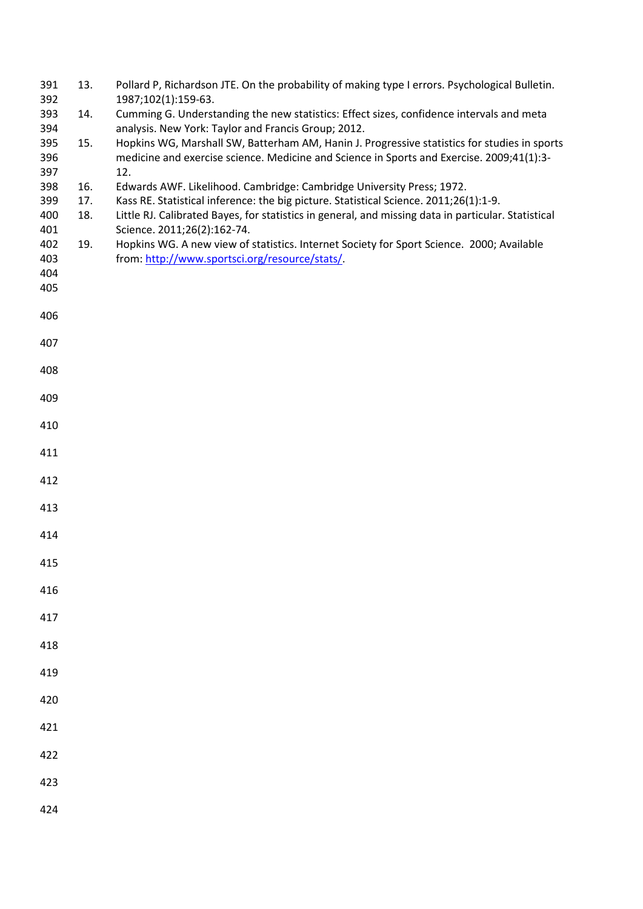13. Pollard P, Richardson JTE. On the probability of making type I errors. Psychological Bulletin. 1987;102(1):159-63.
14. Cumming G. Understanding the new statistics: Effect sizes, confidence intervals and meta analysis. New York: Taylor and Francis Group; 2012.
15. Hopkins WG, Marshall SW, Batterham AM, Hanin J. Progressive statistics for studies in sports medicine and exercise science. Medicine and Science in Sports and Exercise. 2009;41(1):3-12.
16. Edwards AWF. Likelihood. Cambridge: Cambridge University Press; 1972.
17. Kass RE. Statistical inference: the big picture. Statistical Science. 2011;26(1):1-9.
18. Little RJ. Calibrated Bayes, for statistics in general, and missing data in particular. Statistical Science. 2011;26(2):162-74.
19. Hopkins WG. A new view of statistics. Internet Society for Sport Science. 2000; Available from: http://www.sportsci.org/resource/stats/.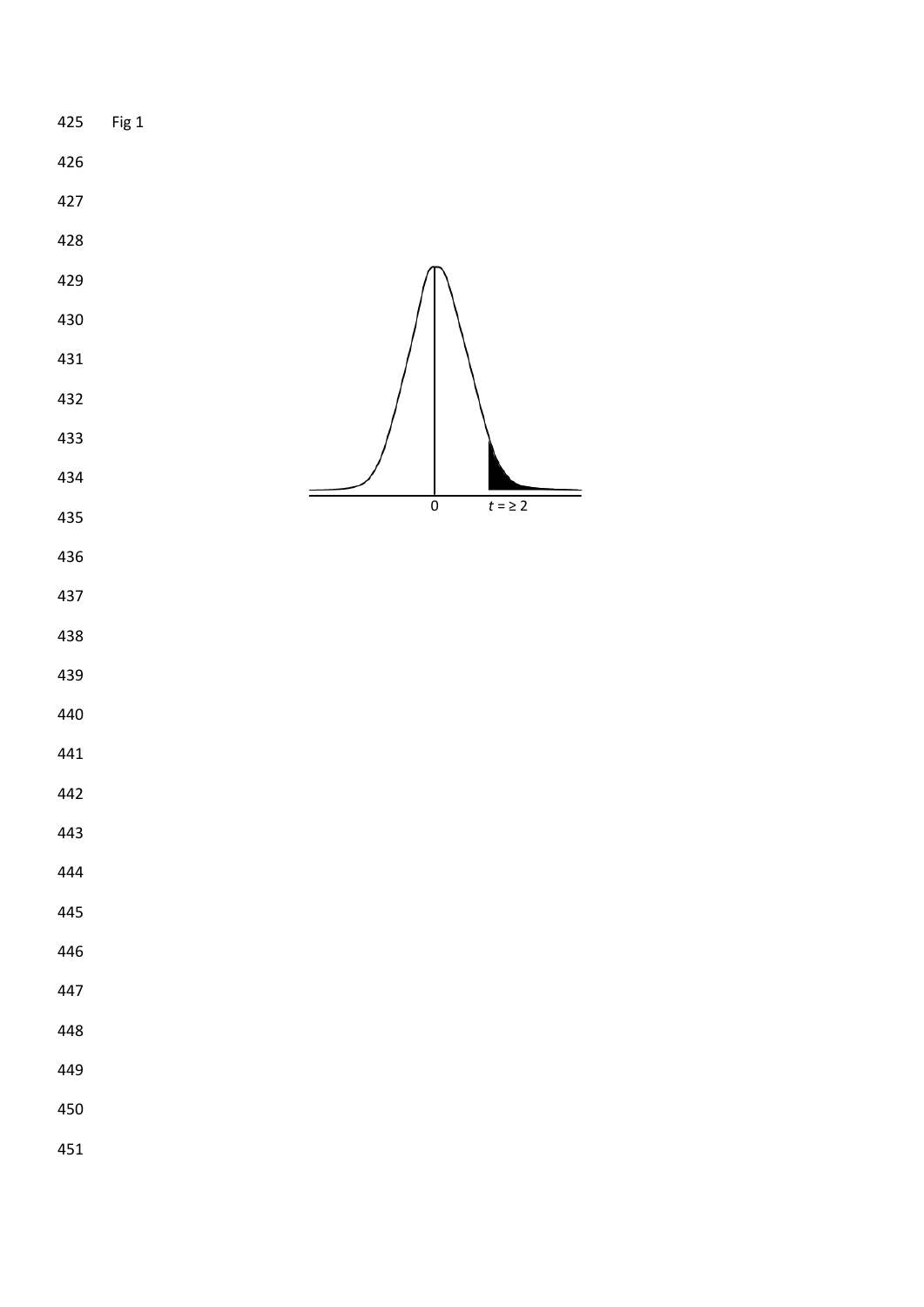Fig 1

0

$t = \geq 2$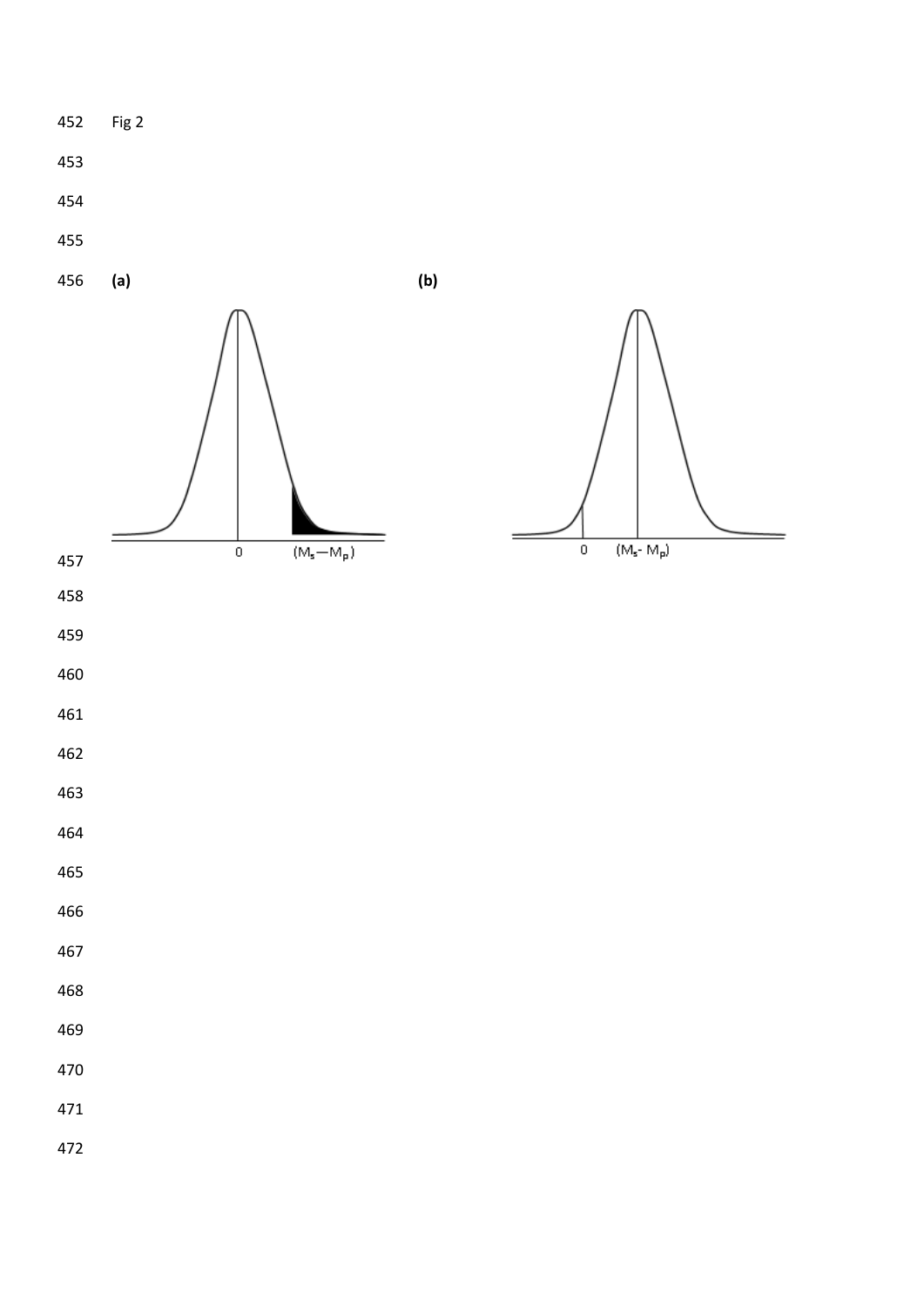Fig 2

**(a)** **(b)**

0 $(M_s - M_p)$

0 $(M_s - M_p)$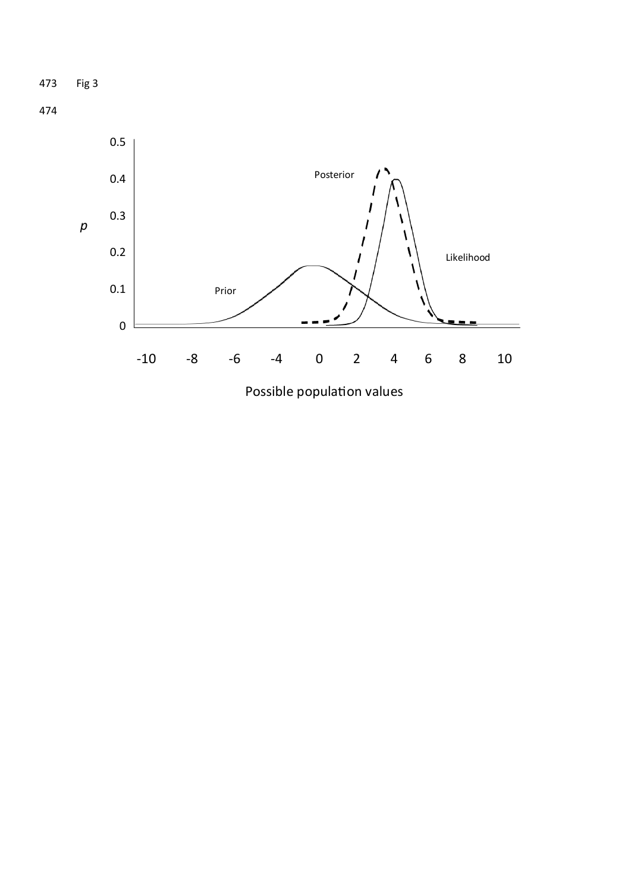Fig 3

0.5
0.4
0.3
0.2
0.1
0

*p*

Posterior

Likelihood

Prior

-10 -8 -6 -4 0 2 4 6 8 10

Possible population values